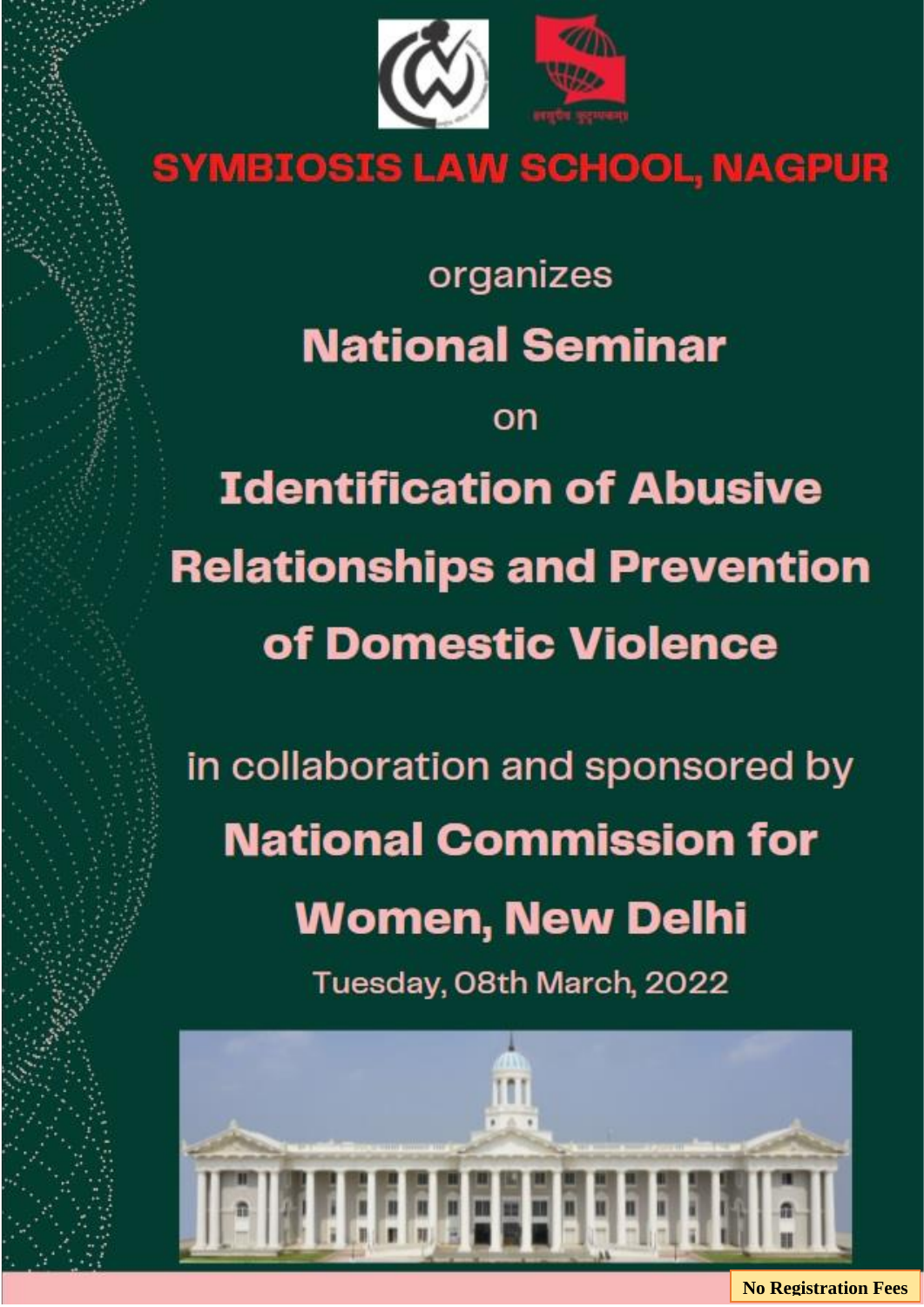# SYMBIOSIS LAW SCHOOL, NAGPUR

organizes

## National Seminar

on

## Identification of Abusive Relationships and Prevention of Domestic Violence

in collaboration and sponsored by

## National Commission for Women, New Delhi

Tuesday, 08th March, 2022

**No Registration Fees**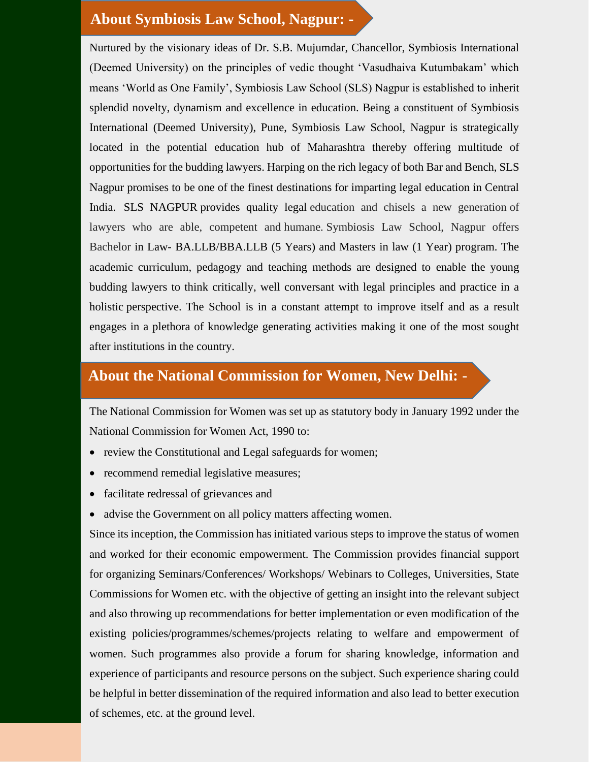## About Symbiosis Law School, Nagpur: -

Nurtured by the visionary ideas of Dr. S.B. Mujumdar, Chancellor, Symbiosis International (Deemed University) on the principles of vedic thought 'Vasudhaiva Kutumbakam' which means 'World as One Family', Symbiosis Law School (SLS) Nagpur is established to inherit splendid novelty, dynamism and excellence in education. Being a constituent of Symbiosis International (Deemed University), Pune, Symbiosis Law School, Nagpur is strategically located in the potential education hub of Maharashtra thereby offering multitude of opportunities for the budding lawyers. Harping on the rich legacy of both Bar and Bench, SLS Nagpur promises to be one of the finest destinations for imparting legal education in Central India. SLS NAGPUR provides quality legal education and chisels a new generation of lawyers who are able, competent and humane. Symbiosis Law School, Nagpur offers Bachelor in Law- BA.LLB/BBA.LLB (5 Years) and Masters in law (1 Year) program. The academic curriculum, pedagogy and teaching methods are designed to enable the young budding lawyers to think critically, well conversant with legal principles and practice in a holistic perspective. The School is in a constant attempt to improve itself and as a result engages in a plethora of knowledge generating activities making it one of the most sought after institutions in the country.

## About the National Commission for Women, New Delhi: -

The National Commission for Women was set up as statutory body in January 1992 under the National Commission for Women Act, 1990 to:

- review the Constitutional and Legal safeguards for women;
- recommend remedial legislative measures;
- facilitate redressal of grievances and
- advise the Government on all policy matters affecting women.

Since its inception, the Commission has initiated various steps to improve the status of women and worked for their economic empowerment. The Commission provides financial support for organizing Seminars/Conferences/ Workshops/ Webinars to Colleges, Universities, State Commissions for Women etc. with the objective of getting an insight into the relevant subject and also throwing up recommendations for better implementation or even modification of the existing policies/programmes/schemes/projects relating to welfare and empowerment of women. Such programmes also provide a forum for sharing knowledge, information and experience of participants and resource persons on the subject. Such experience sharing could be helpful in better dissemination of the required information and also lead to better execution of schemes, etc. at the ground level.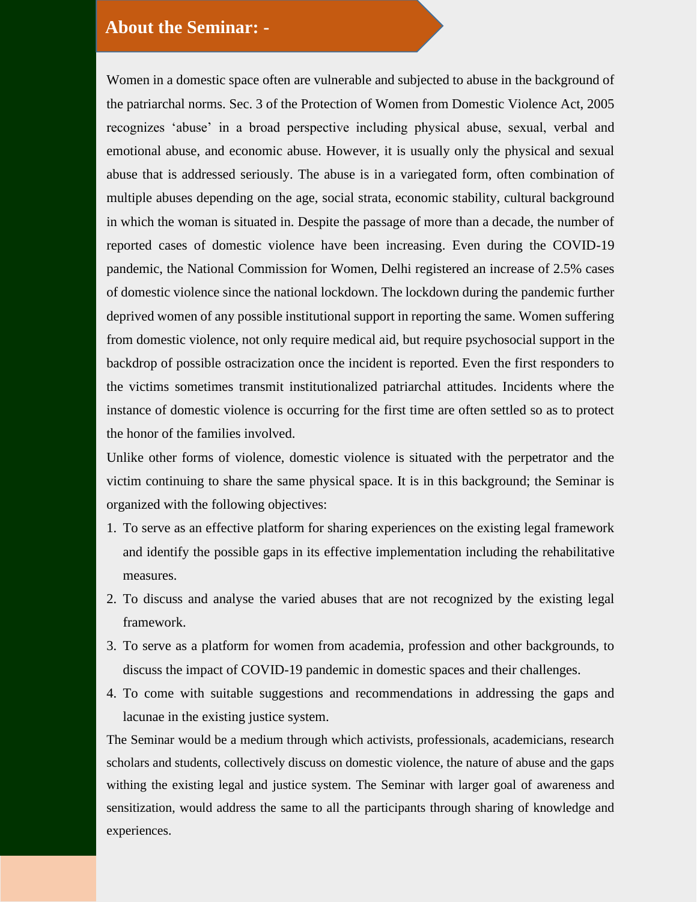## About the Seminar: -

Women in a domestic space often are vulnerable and subjected to abuse in the background of the patriarchal norms. Sec. 3 of the Protection of Women from Domestic Violence Act, 2005 recognizes 'abuse' in a broad perspective including physical abuse, sexual, verbal and emotional abuse, and economic abuse. However, it is usually only the physical and sexual abuse that is addressed seriously. The abuse is in a variegated form, often combination of multiple abuses depending on the age, social strata, economic stability, cultural background in which the woman is situated in. Despite the passage of more than a decade, the number of reported cases of domestic violence have been increasing. Even during the COVID-19 pandemic, the National Commission for Women, Delhi registered an increase of 2.5% cases of domestic violence since the national lockdown. The lockdown during the pandemic further deprived women of any possible institutional support in reporting the same. Women suffering from domestic violence, not only require medical aid, but require psychosocial support in the backdrop of possible ostracization once the incident is reported. Even the first responders to the victims sometimes transmit institutionalized patriarchal attitudes. Incidents where the instance of domestic violence is occurring for the first time are often settled so as to protect the honor of the families involved.

Unlike other forms of violence, domestic violence is situated with the perpetrator and the victim continuing to share the same physical space. It is in this background; the Seminar is organized with the following objectives:

1. To serve as an effective platform for sharing experiences on the existing legal framework and identify the possible gaps in its effective implementation including the rehabilitative measures.
2. To discuss and analyse the varied abuses that are not recognized by the existing legal framework.
3. To serve as a platform for women from academia, profession and other backgrounds, to discuss the impact of COVID-19 pandemic in domestic spaces and their challenges.
4. To come with suitable suggestions and recommendations in addressing the gaps and lacunae in the existing justice system.

The Seminar would be a medium through which activists, professionals, academicians, research scholars and students, collectively discuss on domestic violence, the nature of abuse and the gaps withing the existing legal and justice system. The Seminar with larger goal of awareness and sensitization, would address the same to all the participants through sharing of knowledge and experiences.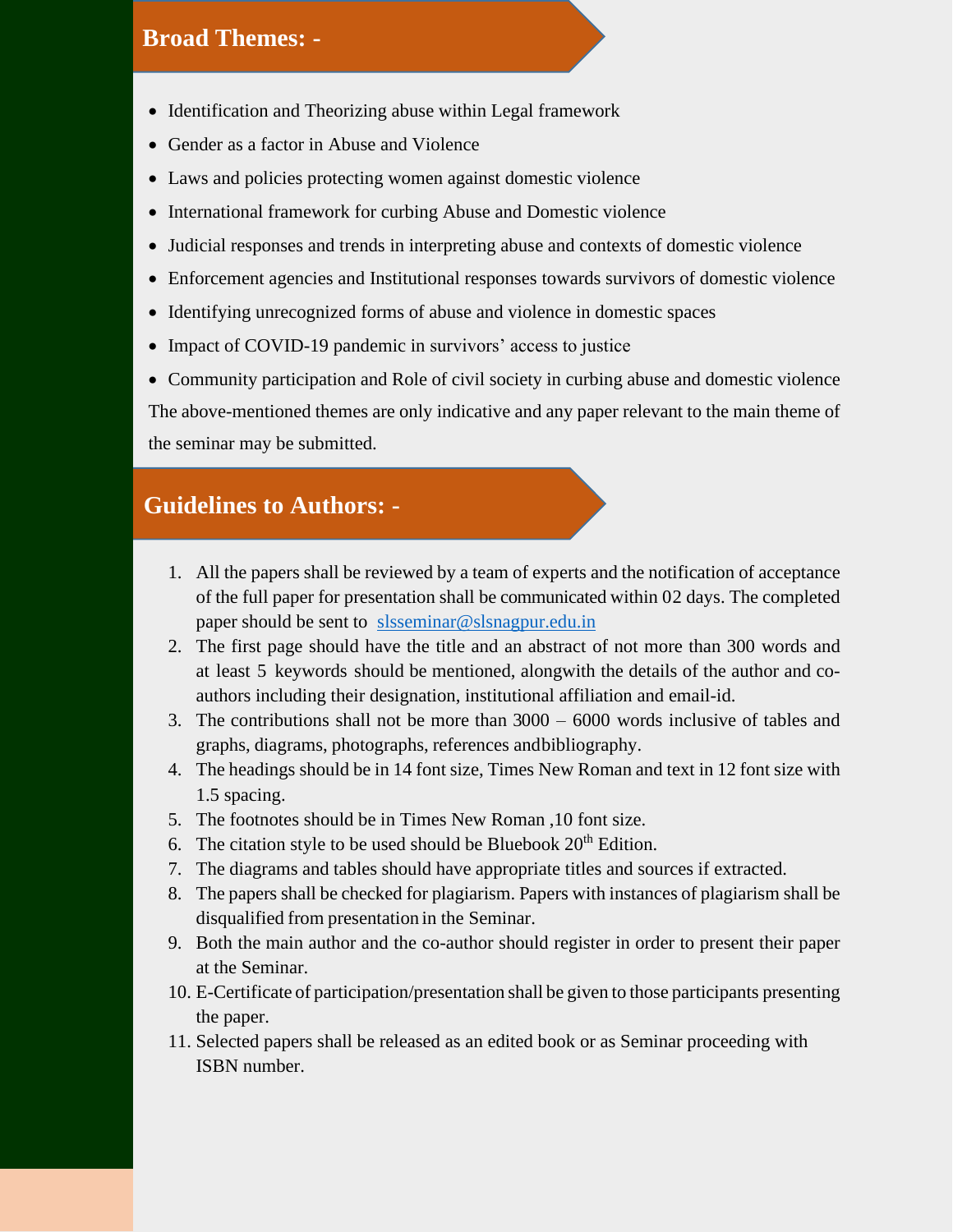## Broad Themes: -

- Identification and Theorizing abuse within Legal framework
- Gender as a factor in Abuse and Violence
- Laws and policies protecting women against domestic violence
- International framework for curbing Abuse and Domestic violence
- Judicial responses and trends in interpreting abuse and contexts of domestic violence
- Enforcement agencies and Institutional responses towards survivors of domestic violence
- Identifying unrecognized forms of abuse and violence in domestic spaces
- Impact of COVID-19 pandemic in survivors' access to justice
- Community participation and Role of civil society in curbing abuse and domestic violence

The above-mentioned themes are only indicative and any paper relevant to the main theme of the seminar may be submitted.

## Guidelines to Authors: -

1. All the papers shall be reviewed by a team of experts and the notification of acceptance of the full paper for presentation shall be communicated within 02 days. The completed paper should be sent to slsseminar@slsnagpur.edu.in
2. The first page should have the title and an abstract of not more than 300 words and at least 5 keywords should be mentioned, alongwith the details of the author and co-authors including their designation, institutional affiliation and email-id.
3. The contributions shall not be more than 3000 – 6000 words inclusive of tables and graphs, diagrams, photographs, references andbibliography.
4. The headings should be in 14 font size, Times New Roman and text in 12 font size with 1.5 spacing.
5. The footnotes should be in Times New Roman ,10 font size.
6. The citation style to be used should be Bluebook 20th Edition.
7. The diagrams and tables should have appropriate titles and sources if extracted.
8. The papers shall be checked for plagiarism. Papers with instances of plagiarism shall be disqualified from presentation in the Seminar.
9. Both the main author and the co-author should register in order to present their paper at the Seminar.
10. E-Certificate of participation/presentation shall be given to those participants presenting the paper.
11. Selected papers shall be released as an edited book or as Seminar proceeding with ISBN number.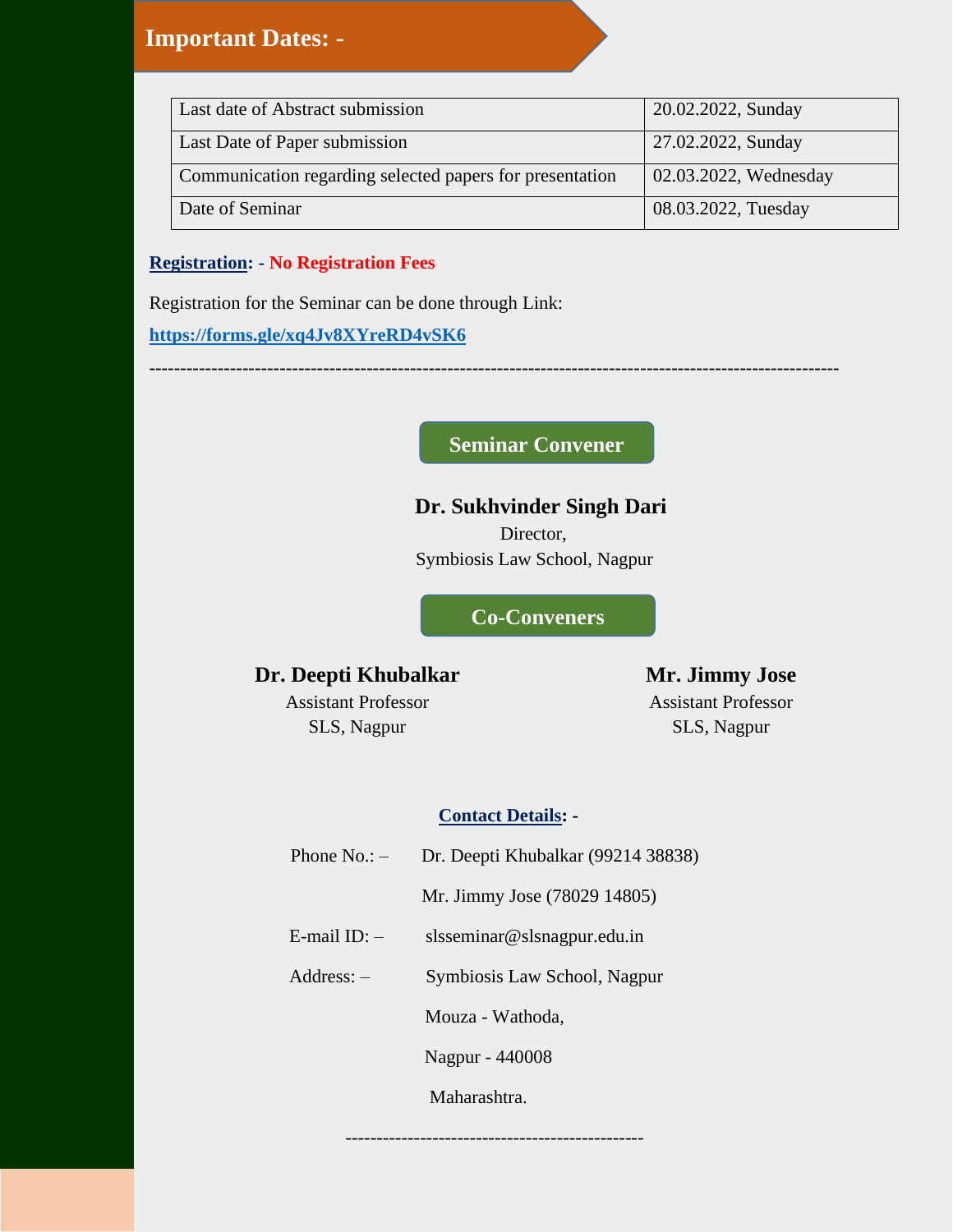## Important Dates: -

| | |
|---|---|
| Last date of Abstract submission | 20.02.2022, Sunday |
| Last Date of Paper submission | 27.02.2022, Sunday |
| Communication regarding selected papers for presentation | 02.03.2022, Wednesday |
| Date of Seminar | 08.03.2022, Tuesday |

**Registration: - No Registration Fees**

Registration for the Seminar can be done through Link:

**https://forms.gle/xq4Jv8XYreRD4vSK6**

---

### Seminar Convener

**Dr. Sukhvinder Singh Dari**
Director,
Symbiosis Law School, Nagpur

### Co-Conveners

**Dr. Deepti Khubalkar**
Assistant Professor
SLS, Nagpur

**Mr. Jimmy Jose**
Assistant Professor
SLS, Nagpur

**Contact Details: -**

Phone No.: – Dr. Deepti Khubalkar (99214 38838)

Mr. Jimmy Jose (78029 14805)

E-mail ID: – slsseminar@slsnagpur.edu.in

Address: – Symbiosis Law School, Nagpur

Mouza - Wathoda,

Nagpur - 440008

Maharashtra.

---